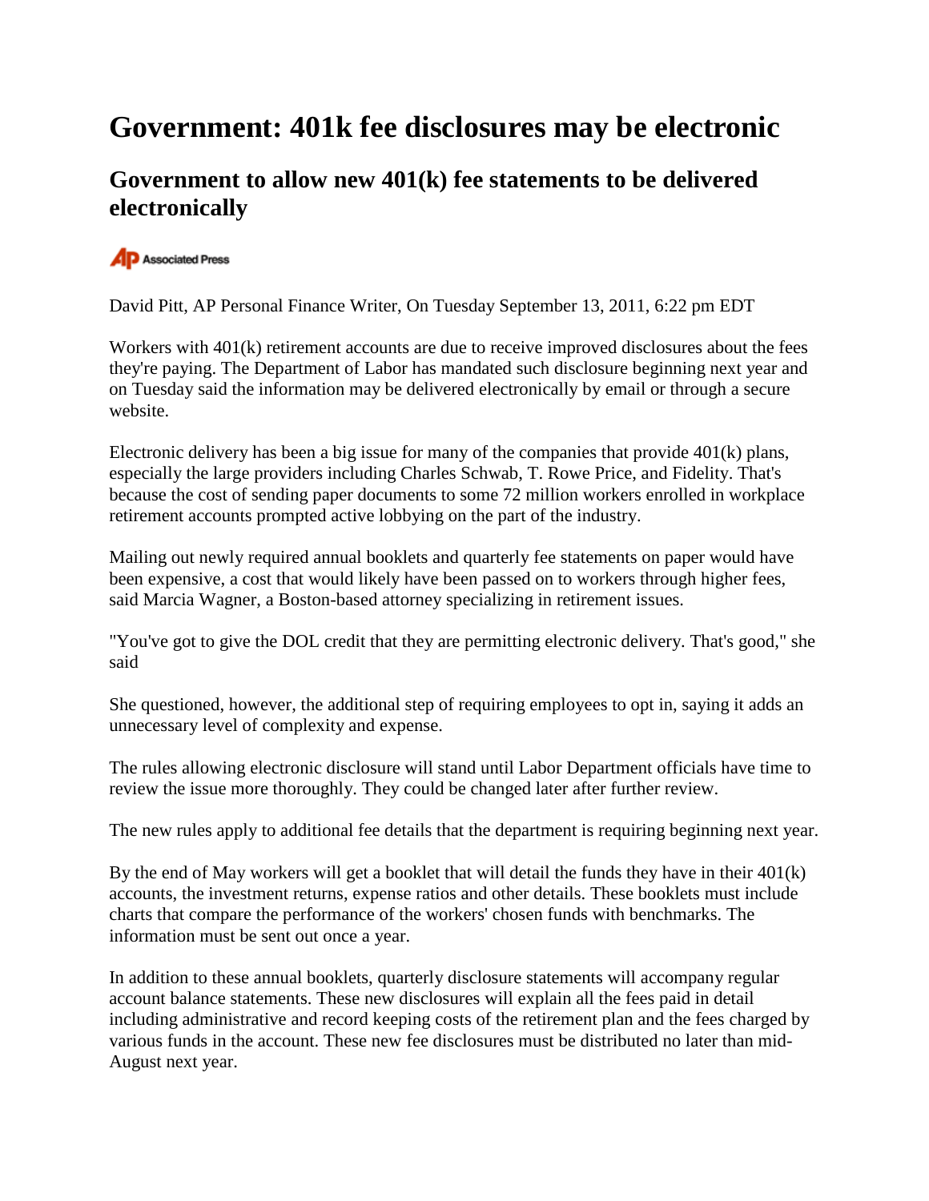# Government: 401k fee disclosures may be electronic

## Government to allow new 401(k) fee statements to be delivered electronically

Associated Press

David Pitt, AP Personal Finance Writer, On Tuesday September 13, 2011, 6:22 pm EDT

Workers with 401(k) retirement accounts are due to receive improved disclosures about the fees they're paying. The Department of Labor has mandated such disclosure beginning next year and on Tuesday said the information may be delivered electronically by email or through a secure website.

Electronic delivery has been a big issue for many of the companies that provide 401(k) plans, especially the large providers including Charles Schwab, T. Rowe Price, and Fidelity. That's because the cost of sending paper documents to some 72 million workers enrolled in workplace retirement accounts prompted active lobbying on the part of the industry.

Mailing out newly required annual booklets and quarterly fee statements on paper would have been expensive, a cost that would likely have been passed on to workers through higher fees, said Marcia Wagner, a Boston-based attorney specializing in retirement issues.

"You've got to give the DOL credit that they are permitting electronic delivery. That's good," she said

She questioned, however, the additional step of requiring employees to opt in, saying it adds an unnecessary level of complexity and expense.

The rules allowing electronic disclosure will stand until Labor Department officials have time to review the issue more thoroughly. They could be changed later after further review.

The new rules apply to additional fee details that the department is requiring beginning next year.

By the end of May workers will get a booklet that will detail the funds they have in their 401(k) accounts, the investment returns, expense ratios and other details. These booklets must include charts that compare the performance of the workers' chosen funds with benchmarks. The information must be sent out once a year.

In addition to these annual booklets, quarterly disclosure statements will accompany regular account balance statements. These new disclosures will explain all the fees paid in detail including administrative and record keeping costs of the retirement plan and the fees charged by various funds in the account. These new fee disclosures must be distributed no later than mid-August next year.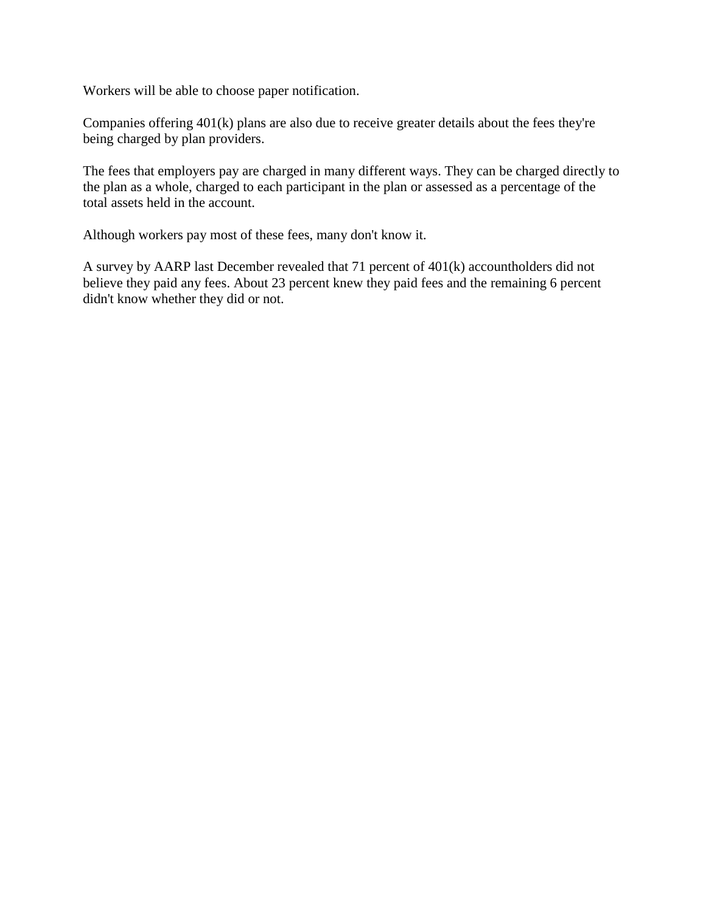Workers will be able to choose paper notification.

Companies offering 401(k) plans are also due to receive greater details about the fees they're being charged by plan providers.

The fees that employers pay are charged in many different ways. They can be charged directly to the plan as a whole, charged to each participant in the plan or assessed as a percentage of the total assets held in the account.

Although workers pay most of these fees, many don't know it.

A survey by AARP last December revealed that 71 percent of 401(k) accountholders did not believe they paid any fees. About 23 percent knew they paid fees and the remaining 6 percent didn't know whether they did or not.